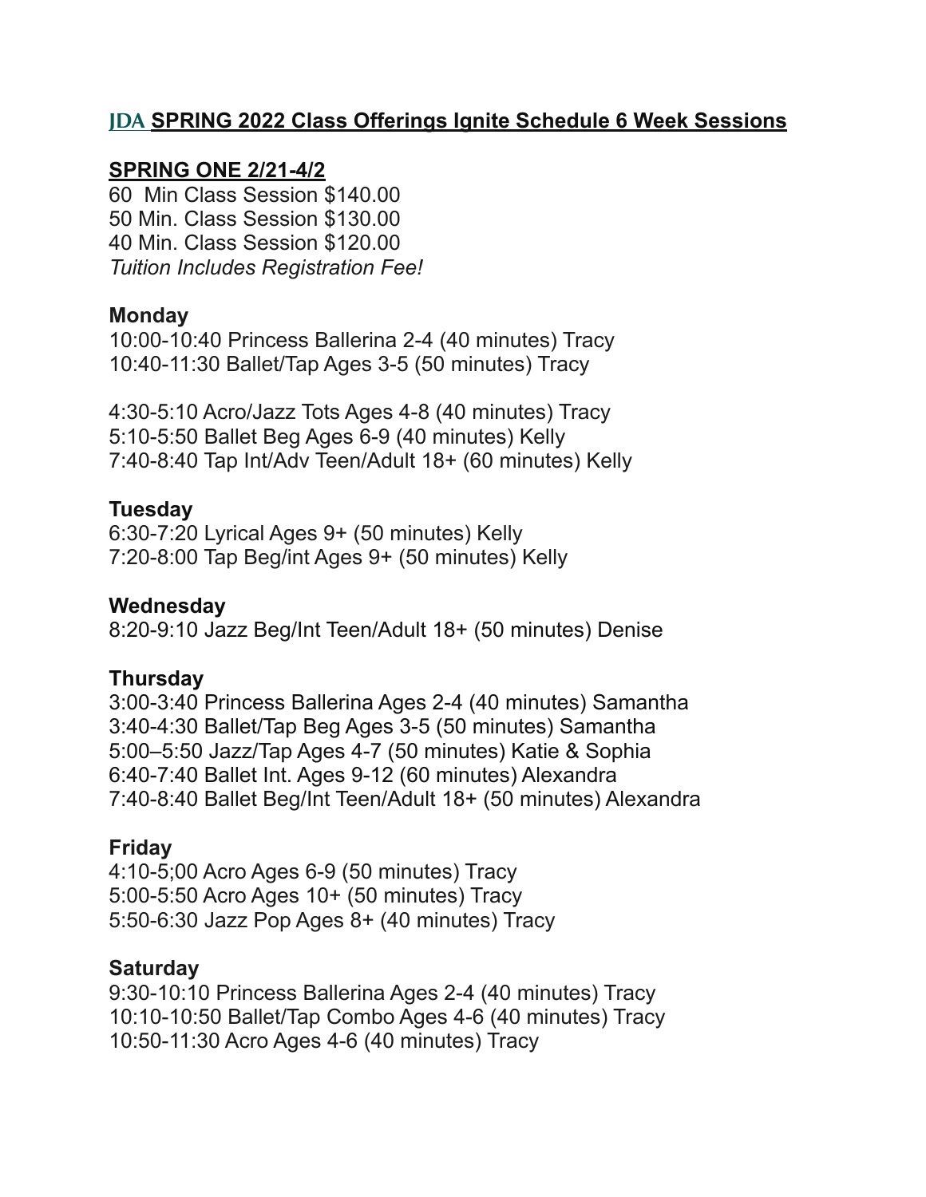# JDA SPRING 2022 Class Offerings Ignite Schedule 6 Week Sessions

## SPRING ONE 2/21-4/2

60 Min Class Session $140.00
50 Min. Class Session $130.00
40 Min. Class Session $120.00
*Tuition Includes Registration Fee!*

### Monday

10:00-10:40 Princess Ballerina 2-4 (40 minutes) Tracy
10:40-11:30 Ballet/Tap Ages 3-5 (50 minutes) Tracy

4:30-5:10 Acro/Jazz Tots Ages 4-8 (40 minutes) Tracy
5:10-5:50 Ballet Beg Ages 6-9 (40 minutes) Kelly
7:40-8:40 Tap Int/Adv Teen/Adult 18+ (60 minutes) Kelly

### Tuesday

6:30-7:20 Lyrical Ages 9+ (50 minutes) Kelly
7:20-8:00 Tap Beg/int Ages 9+ (50 minutes) Kelly

### Wednesday

8:20-9:10 Jazz Beg/Int Teen/Adult 18+ (50 minutes) Denise

### Thursday

3:00-3:40 Princess Ballerina Ages 2-4 (40 minutes) Samantha
3:40-4:30 Ballet/Tap Beg Ages 3-5 (50 minutes) Samantha
5:00–5:50 Jazz/Tap Ages 4-7 (50 minutes) Katie & Sophia
6:40-7:40 Ballet Int. Ages 9-12 (60 minutes) Alexandra
7:40-8:40 Ballet Beg/Int Teen/Adult 18+ (50 minutes) Alexandra

### Friday

4:10-5;00 Acro Ages 6-9 (50 minutes) Tracy
5:00-5:50 Acro Ages 10+ (50 minutes) Tracy
5:50-6:30 Jazz Pop Ages 8+ (40 minutes) Tracy

### Saturday

9:30-10:10 Princess Ballerina Ages 2-4 (40 minutes) Tracy
10:10-10:50 Ballet/Tap Combo Ages 4-6 (40 minutes) Tracy
10:50-11:30 Acro Ages 4-6 (40 minutes) Tracy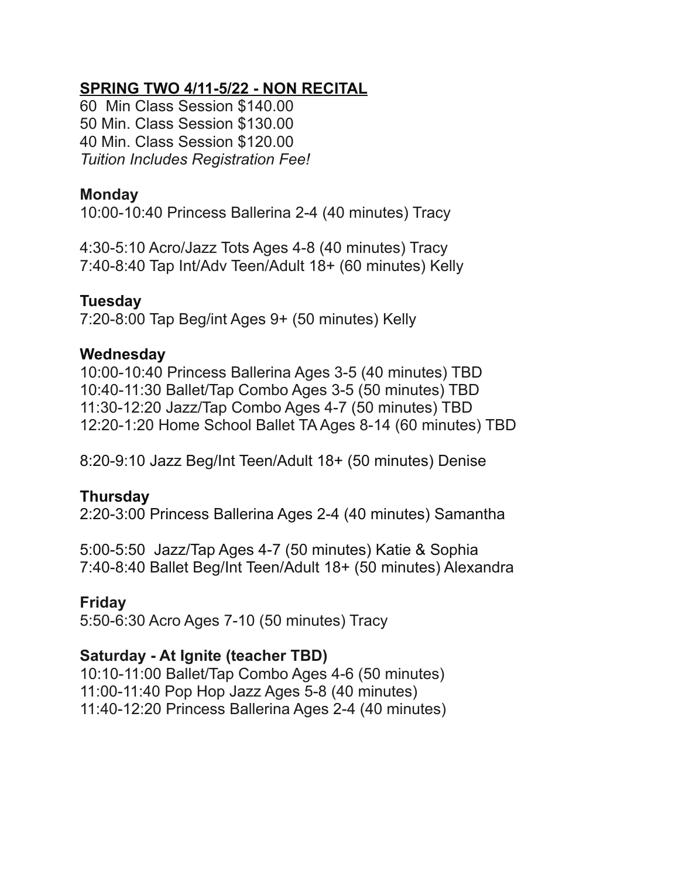## SPRING TWO 4/11-5/22 - NON RECITAL

60 Min Class Session $140.00
50 Min. Class Session $130.00
40 Min. Class Session $120.00
*Tuition Includes Registration Fee!*

**Monday**
10:00-10:40 Princess Ballerina 2-4 (40 minutes) Tracy

4:30-5:10 Acro/Jazz Tots Ages 4-8 (40 minutes) Tracy
7:40-8:40 Tap Int/Adv Teen/Adult 18+ (60 minutes) Kelly

**Tuesday**
7:20-8:00 Tap Beg/int Ages 9+ (50 minutes) Kelly

**Wednesday**
10:00-10:40 Princess Ballerina Ages 3-5 (40 minutes) TBD
10:40-11:30 Ballet/Tap Combo Ages 3-5 (50 minutes) TBD
11:30-12:20 Jazz/Tap Combo Ages 4-7 (50 minutes) TBD
12:20-1:20 Home School Ballet TA Ages 8-14 (60 minutes) TBD

8:20-9:10 Jazz Beg/Int Teen/Adult 18+ (50 minutes) Denise

**Thursday**
2:20-3:00 Princess Ballerina Ages 2-4 (40 minutes) Samantha

5:00-5:50 Jazz/Tap Ages 4-7 (50 minutes) Katie & Sophia
7:40-8:40 Ballet Beg/Int Teen/Adult 18+ (50 minutes) Alexandra

**Friday**
5:50-6:30 Acro Ages 7-10 (50 minutes) Tracy

**Saturday - At Ignite (teacher TBD)**
10:10-11:00 Ballet/Tap Combo Ages 4-6 (50 minutes)
11:00-11:40 Pop Hop Jazz Ages 5-8 (40 minutes)
11:40-12:20 Princess Ballerina Ages 2-4 (40 minutes)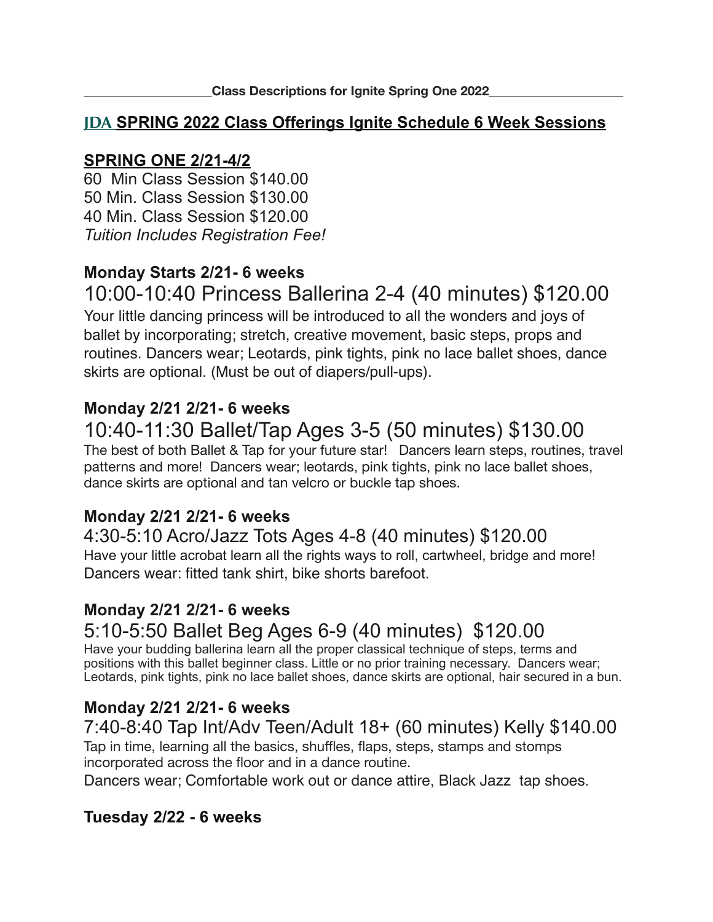__________________Class Descriptions for Ignite Spring One 2022___________________

## JDA SPRING 2022 Class Offerings Ignite Schedule 6 Week Sessions

### SPRING ONE 2/21-4/2

60  Min Class Session $140.00
50 Min. Class Session $130.00
40 Min. Class Session $120.00
*Tuition Includes Registration Fee!*

**Monday Starts 2/21- 6 weeks**

10:00-10:40 Princess Ballerina 2-4 (40 minutes) $120.00

Your little dancing princess will be introduced to all the wonders and joys of ballet by incorporating; stretch, creative movement, basic steps, props and routines. Dancers wear; Leotards, pink tights, pink no lace ballet shoes, dance skirts are optional. (Must be out of diapers/pull-ups).

**Monday 2/21 2/21- 6 weeks**

10:40-11:30 Ballet/Tap Ages 3-5 (50 minutes) $130.00

The best of both Ballet & Tap for your future star!  Dancers learn steps, routines, travel patterns and more!  Dancers wear; leotards, pink tights, pink no lace ballet shoes, dance skirts are optional and tan velcro or buckle tap shoes.

**Monday 2/21 2/21- 6 weeks**

4:30-5:10 Acro/Jazz Tots Ages 4-8 (40 minutes) $120.00

Have your little acrobat learn all the rights ways to roll, cartwheel, bridge and more! Dancers wear: fitted tank shirt, bike shorts barefoot.

**Monday 2/21 2/21- 6 weeks**

5:10-5:50 Ballet Beg Ages 6-9 (40 minutes)  $120.00

Have your budding ballerina learn all the proper classical technique of steps, terms and positions with this ballet beginner class. Little or no prior training necessary.  Dancers wear; Leotards, pink tights, pink no lace ballet shoes, dance skirts are optional, hair secured in a bun.

**Monday 2/21 2/21- 6 weeks**

7:40-8:40 Tap Int/Adv Teen/Adult 18+ (60 minutes) Kelly $140.00

Tap in time, learning all the basics, shuffles, flaps, steps, stamps and stomps incorporated across the floor and in a dance routine.
Dancers wear; Comfortable work out or dance attire, Black Jazz  tap shoes.

**Tuesday 2/22 - 6 weeks**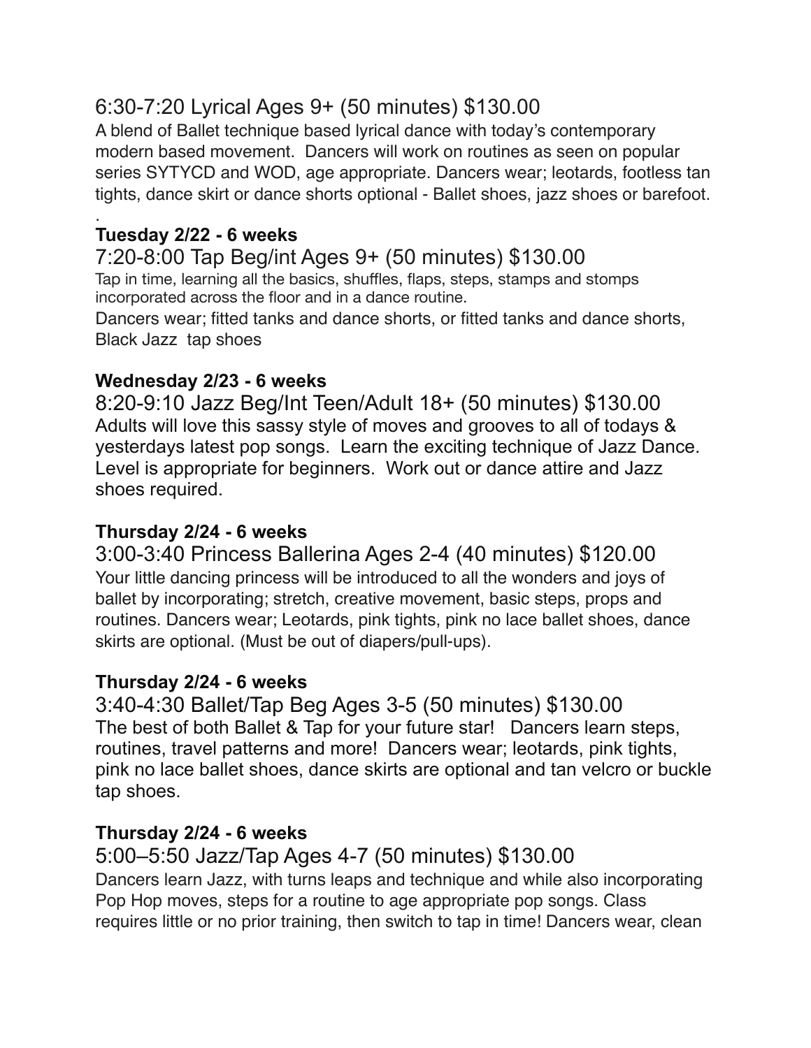6:30-7:20 Lyrical Ages 9+ (50 minutes) $130.00

A blend of Ballet technique based lyrical dance with today's contemporary modern based movement. Dancers will work on routines as seen on popular series SYTYCD and WOD, age appropriate. Dancers wear; leotards, footless tan tights, dance skirt or dance shorts optional - Ballet shoes, jazz shoes or barefoot.

.

**Tuesday 2/22 - 6 weeks**

7:20-8:00 Tap Beg/int Ages 9+ (50 minutes) $130.00

Tap in time, learning all the basics, shuffles, flaps, steps, stamps and stomps incorporated across the floor and in a dance routine.

Dancers wear; fitted tanks and dance shorts, or fitted tanks and dance shorts, Black Jazz tap shoes

**Wednesday 2/23 - 6 weeks**

8:20-9:10 Jazz Beg/Int Teen/Adult 18+ (50 minutes) $130.00

Adults will love this sassy style of moves and grooves to all of todays & yesterdays latest pop songs. Learn the exciting technique of Jazz Dance. Level is appropriate for beginners. Work out or dance attire and Jazz shoes required.

**Thursday 2/24 - 6 weeks**

3:00-3:40 Princess Ballerina Ages 2-4 (40 minutes) $120.00

Your little dancing princess will be introduced to all the wonders and joys of ballet by incorporating; stretch, creative movement, basic steps, props and routines. Dancers wear; Leotards, pink tights, pink no lace ballet shoes, dance skirts are optional. (Must be out of diapers/pull-ups).

**Thursday 2/24 - 6 weeks**

3:40-4:30 Ballet/Tap Beg Ages 3-5 (50 minutes) $130.00

The best of both Ballet & Tap for your future star! Dancers learn steps, routines, travel patterns and more! Dancers wear; leotards, pink tights, pink no lace ballet shoes, dance skirts are optional and tan velcro or buckle tap shoes.

**Thursday 2/24 - 6 weeks**

5:00–5:50 Jazz/Tap Ages 4-7 (50 minutes) $130.00

Dancers learn Jazz, with turns leaps and technique and while also incorporating Pop Hop moves, steps for a routine to age appropriate pop songs. Class requires little or no prior training, then switch to tap in time! Dancers wear, clean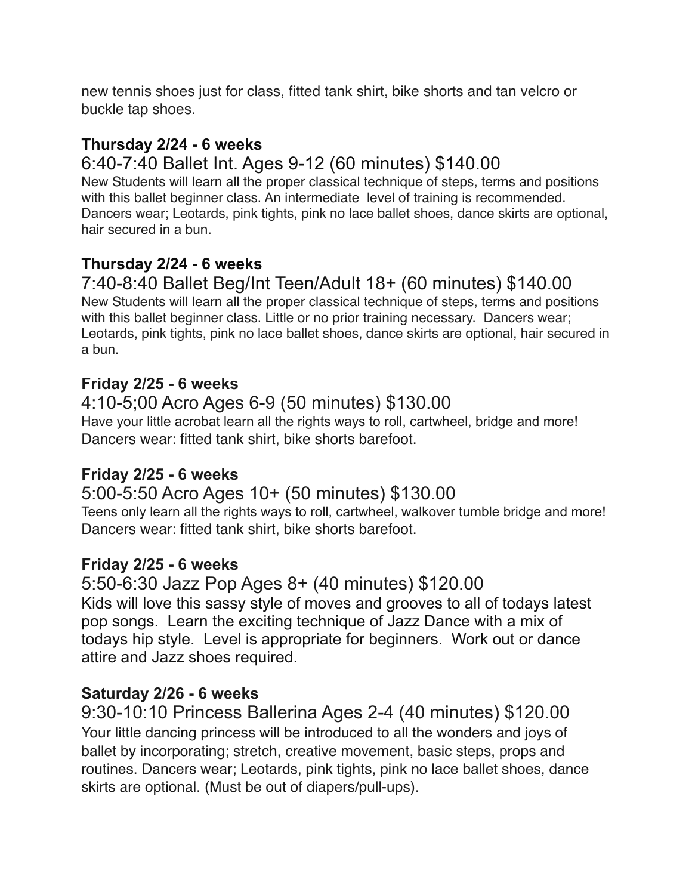new tennis shoes just for class, fitted tank shirt, bike shorts and tan velcro or buckle tap shoes.

**Thursday 2/24 - 6 weeks**

6:40-7:40 Ballet Int. Ages 9-12 (60 minutes) $140.00

New Students will learn all the proper classical technique of steps, terms and positions with this ballet beginner class. An intermediate level of training is recommended. Dancers wear; Leotards, pink tights, pink no lace ballet shoes, dance skirts are optional, hair secured in a bun.

**Thursday 2/24 - 6 weeks**

7:40-8:40 Ballet Beg/Int Teen/Adult 18+ (60 minutes) $140.00

New Students will learn all the proper classical technique of steps, terms and positions with this ballet beginner class. Little or no prior training necessary. Dancers wear; Leotards, pink tights, pink no lace ballet shoes, dance skirts are optional, hair secured in a bun.

**Friday 2/25 - 6 weeks**

4:10-5;00 Acro Ages 6-9 (50 minutes) $130.00

Have your little acrobat learn all the rights ways to roll, cartwheel, bridge and more! Dancers wear: fitted tank shirt, bike shorts barefoot.

**Friday 2/25 - 6 weeks**

5:00-5:50 Acro Ages 10+ (50 minutes) $130.00

Teens only learn all the rights ways to roll, cartwheel, walkover tumble bridge and more! Dancers wear: fitted tank shirt, bike shorts barefoot.

**Friday 2/25 - 6 weeks**

5:50-6:30 Jazz Pop Ages 8+ (40 minutes) $120.00

Kids will love this sassy style of moves and grooves to all of todays latest pop songs. Learn the exciting technique of Jazz Dance with a mix of todays hip style. Level is appropriate for beginners. Work out or dance attire and Jazz shoes required.

**Saturday 2/26 - 6 weeks**

9:30-10:10 Princess Ballerina Ages 2-4 (40 minutes) $120.00

Your little dancing princess will be introduced to all the wonders and joys of ballet by incorporating; stretch, creative movement, basic steps, props and routines. Dancers wear; Leotards, pink tights, pink no lace ballet shoes, dance skirts are optional. (Must be out of diapers/pull-ups).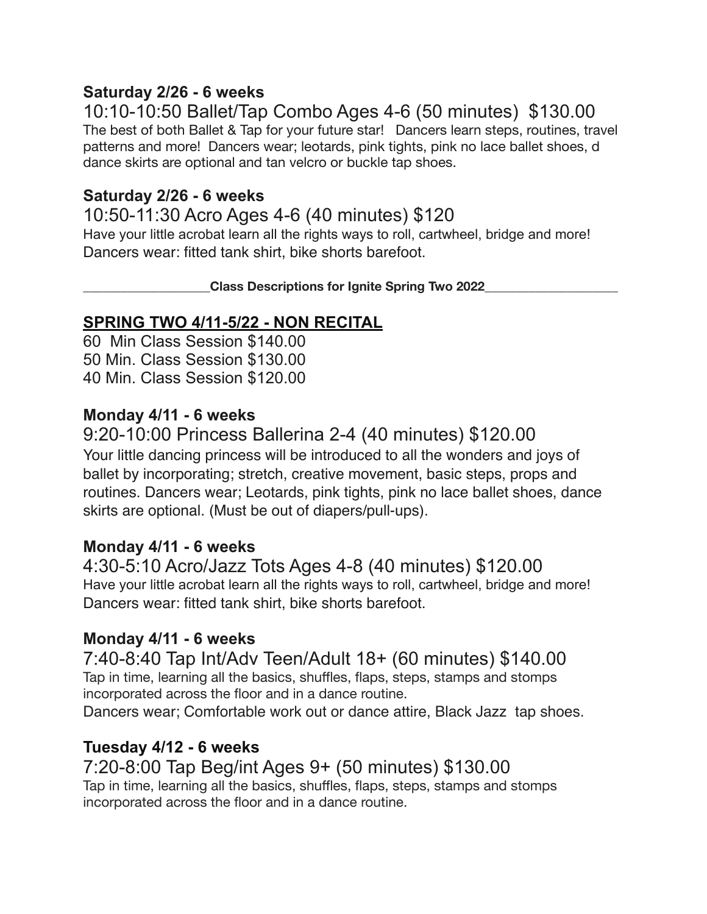**Saturday 2/26 - 6 weeks**

10:10-10:50 Ballet/Tap Combo Ages 4-6 (50 minutes) $130.00

The best of both Ballet & Tap for your future star! Dancers learn steps, routines, travel patterns and more! Dancers wear; leotards, pink tights, pink no lace ballet shoes, d dance skirts are optional and tan velcro or buckle tap shoes.

**Saturday 2/26 - 6 weeks**

10:50-11:30 Acro Ages 4-6 (40 minutes) $120

Have your little acrobat learn all the rights ways to roll, cartwheel, bridge and more! Dancers wear: fitted tank shirt, bike shorts barefoot.

__________________**Class Descriptions for Ignite Spring Two 2022**___________________

**SPRING TWO 4/11-5/22 - NON RECITAL**

60 Min Class Session $140.00
50 Min. Class Session $130.00
40 Min. Class Session $120.00

**Monday 4/11 - 6 weeks**

9:20-10:00 Princess Ballerina 2-4 (40 minutes) $120.00

Your little dancing princess will be introduced to all the wonders and joys of ballet by incorporating; stretch, creative movement, basic steps, props and routines. Dancers wear; Leotards, pink tights, pink no lace ballet shoes, dance skirts are optional. (Must be out of diapers/pull-ups).

**Monday 4/11 - 6 weeks**

4:30-5:10 Acro/Jazz Tots Ages 4-8 (40 minutes) $120.00

Have your little acrobat learn all the rights ways to roll, cartwheel, bridge and more! Dancers wear: fitted tank shirt, bike shorts barefoot.

**Monday 4/11 - 6 weeks**

7:40-8:40 Tap Int/Adv Teen/Adult 18+ (60 minutes) $140.00

Tap in time, learning all the basics, shuffles, flaps, steps, stamps and stomps incorporated across the floor and in a dance routine.
Dancers wear; Comfortable work out or dance attire, Black Jazz tap shoes.

**Tuesday 4/12 - 6 weeks**

7:20-8:00 Tap Beg/int Ages 9+ (50 minutes) $130.00

Tap in time, learning all the basics, shuffles, flaps, steps, stamps and stomps incorporated across the floor and in a dance routine.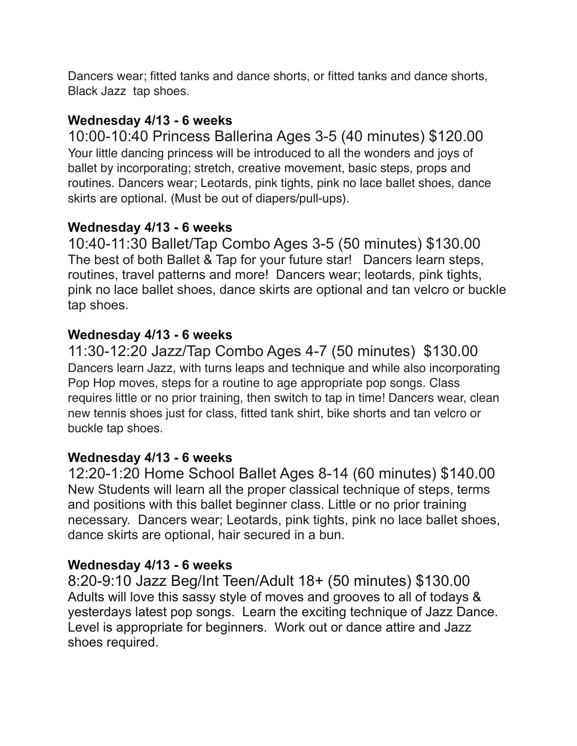Dancers wear; fitted tanks and dance shorts, or fitted tanks and dance shorts, Black Jazz tap shoes.

**Wednesday 4/13 - 6 weeks**

10:00-10:40 Princess Ballerina Ages 3-5 (40 minutes) $120.00

Your little dancing princess will be introduced to all the wonders and joys of ballet by incorporating; stretch, creative movement, basic steps, props and routines. Dancers wear; Leotards, pink tights, pink no lace ballet shoes, dance skirts are optional. (Must be out of diapers/pull-ups).

**Wednesday 4/13 - 6 weeks**

10:40-11:30 Ballet/Tap Combo Ages 3-5 (50 minutes) $130.00

The best of both Ballet & Tap for your future star! Dancers learn steps, routines, travel patterns and more! Dancers wear; leotards, pink tights, pink no lace ballet shoes, dance skirts are optional and tan velcro or buckle tap shoes.

**Wednesday 4/13 - 6 weeks**

11:30-12:20 Jazz/Tap Combo Ages 4-7 (50 minutes) $130.00

Dancers learn Jazz, with turns leaps and technique and while also incorporating Pop Hop moves, steps for a routine to age appropriate pop songs. Class requires little or no prior training, then switch to tap in time! Dancers wear, clean new tennis shoes just for class, fitted tank shirt, bike shorts and tan velcro or buckle tap shoes.

**Wednesday 4/13 - 6 weeks**

12:20-1:20 Home School Ballet Ages 8-14 (60 minutes) $140.00

New Students will learn all the proper classical technique of steps, terms and positions with this ballet beginner class. Little or no prior training necessary. Dancers wear; Leotards, pink tights, pink no lace ballet shoes, dance skirts are optional, hair secured in a bun.

**Wednesday 4/13 - 6 weeks**

8:20-9:10 Jazz Beg/Int Teen/Adult 18+ (50 minutes) $130.00

Adults will love this sassy style of moves and grooves to all of todays & yesterdays latest pop songs. Learn the exciting technique of Jazz Dance. Level is appropriate for beginners. Work out or dance attire and Jazz shoes required.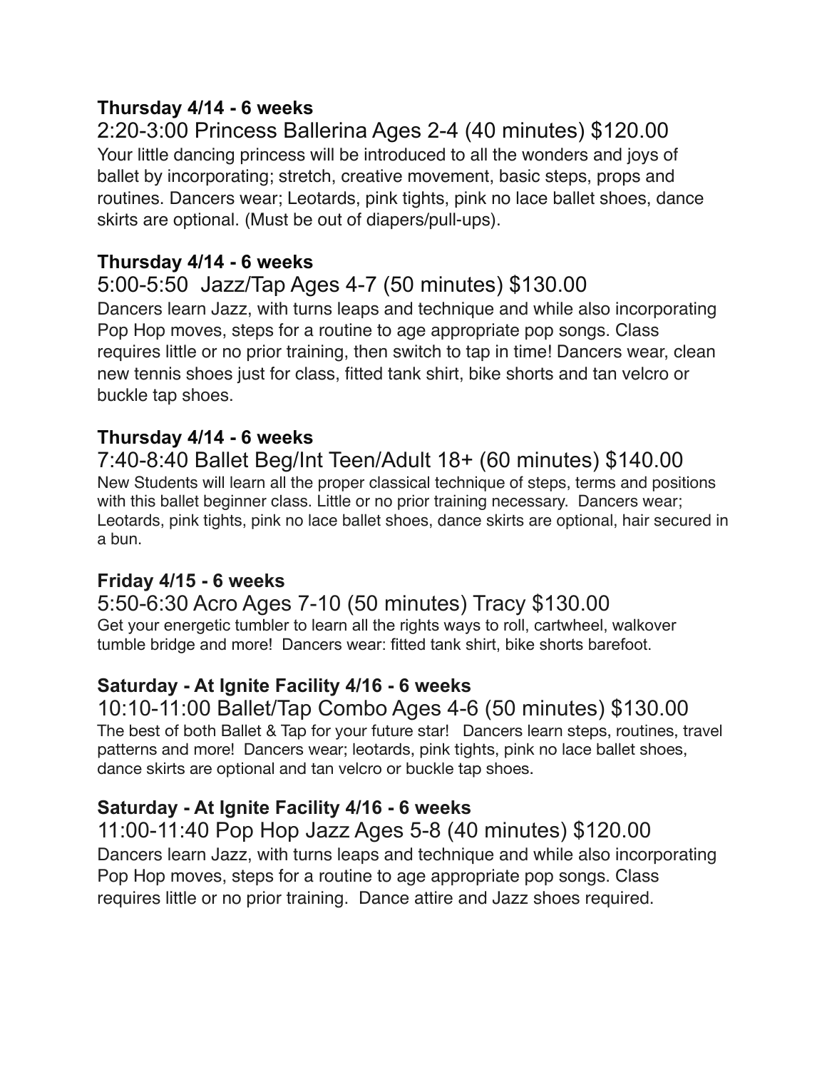**Thursday 4/14 - 6 weeks**

2:20-3:00 Princess Ballerina Ages 2-4 (40 minutes) $120.00

Your little dancing princess will be introduced to all the wonders and joys of ballet by incorporating; stretch, creative movement, basic steps, props and routines. Dancers wear; Leotards, pink tights, pink no lace ballet shoes, dance skirts are optional. (Must be out of diapers/pull-ups).

**Thursday 4/14 - 6 weeks**

5:00-5:50 Jazz/Tap Ages 4-7 (50 minutes) $130.00

Dancers learn Jazz, with turns leaps and technique and while also incorporating Pop Hop moves, steps for a routine to age appropriate pop songs. Class requires little or no prior training, then switch to tap in time! Dancers wear, clean new tennis shoes just for class, fitted tank shirt, bike shorts and tan velcro or buckle tap shoes.

**Thursday 4/14 - 6 weeks**

7:40-8:40 Ballet Beg/Int Teen/Adult 18+ (60 minutes) $140.00

New Students will learn all the proper classical technique of steps, terms and positions with this ballet beginner class. Little or no prior training necessary. Dancers wear; Leotards, pink tights, pink no lace ballet shoes, dance skirts are optional, hair secured in a bun.

**Friday 4/15 - 6 weeks**

5:50-6:30 Acro Ages 7-10 (50 minutes) Tracy $130.00

Get your energetic tumbler to learn all the rights ways to roll, cartwheel, walkover tumble bridge and more! Dancers wear: fitted tank shirt, bike shorts barefoot.

**Saturday - At Ignite Facility 4/16 - 6 weeks**

10:10-11:00 Ballet/Tap Combo Ages 4-6 (50 minutes) $130.00

The best of both Ballet & Tap for your future star! Dancers learn steps, routines, travel patterns and more! Dancers wear; leotards, pink tights, pink no lace ballet shoes, dance skirts are optional and tan velcro or buckle tap shoes.

**Saturday - At Ignite Facility 4/16 - 6 weeks**

11:00-11:40 Pop Hop Jazz Ages 5-8 (40 minutes) $120.00

Dancers learn Jazz, with turns leaps and technique and while also incorporating Pop Hop moves, steps for a routine to age appropriate pop songs. Class requires little or no prior training. Dance attire and Jazz shoes required.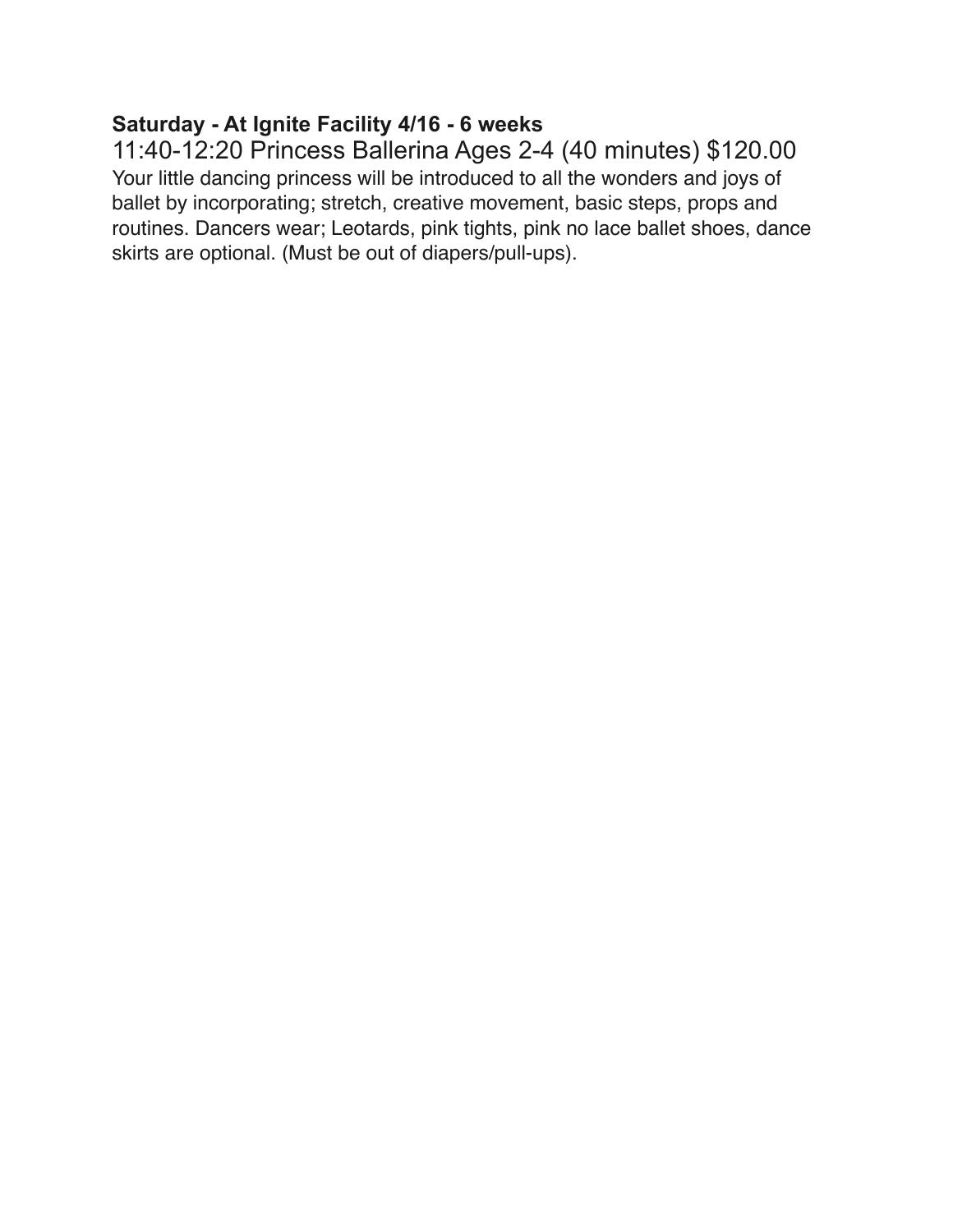**Saturday - At Ignite Facility 4/16 - 6 weeks**

11:40-12:20 Princess Ballerina Ages 2-4 (40 minutes) $120.00

Your little dancing princess will be introduced to all the wonders and joys of ballet by incorporating; stretch, creative movement, basic steps, props and routines. Dancers wear; Leotards, pink tights, pink no lace ballet shoes, dance skirts are optional. (Must be out of diapers/pull-ups).